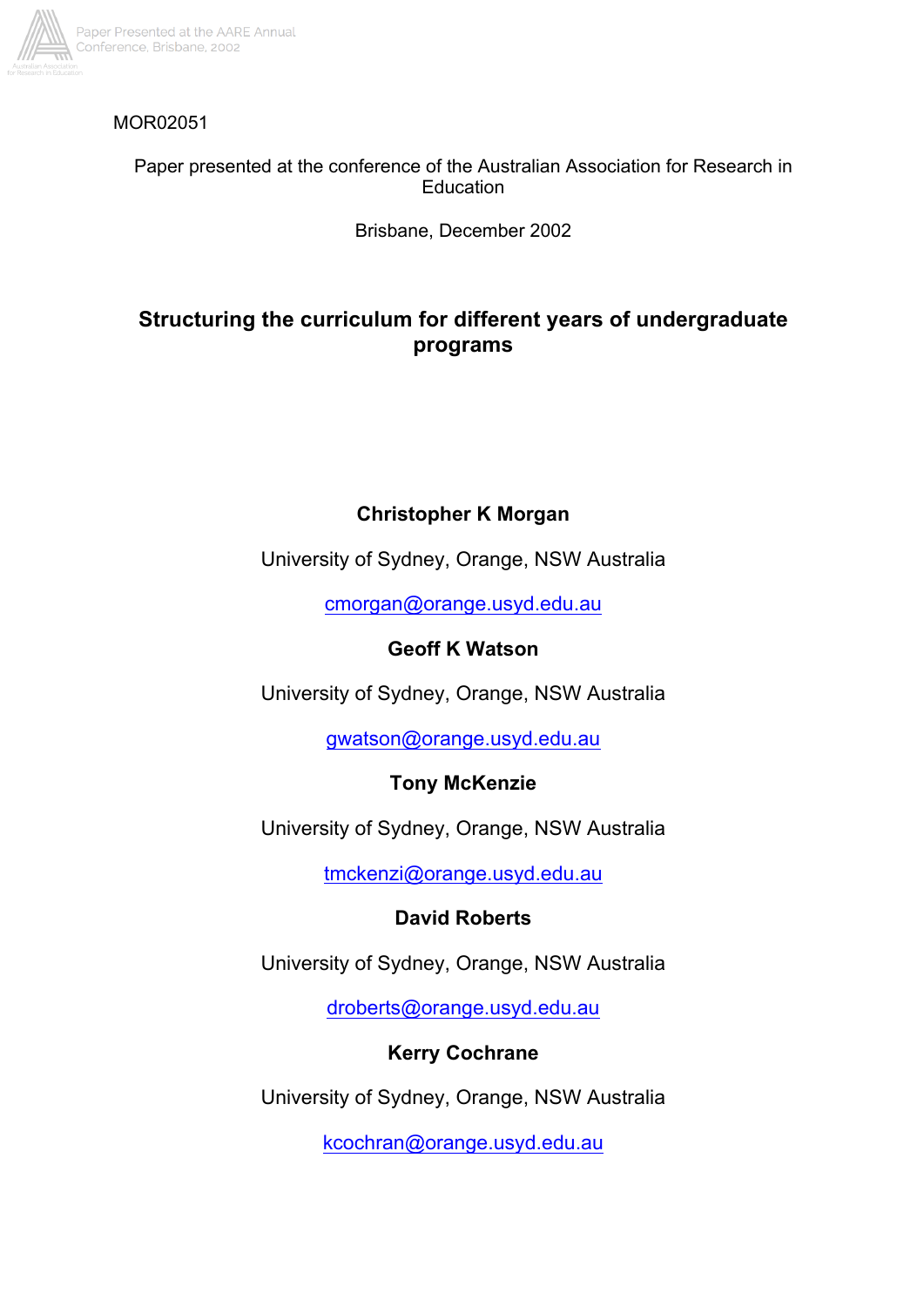MOR02051

Paper presented at the conference of the Australian Association for Research in Education

Brisbane, December 2002

# Structuring the curriculum for different years of undergraduate programs

**Christopher K Morgan**

University of Sydney, Orange, NSW Australia

cmorgan@orange.usyd.edu.au

**Geoff K Watson**

University of Sydney, Orange, NSW Australia

gwatson@orange.usyd.edu.au

**Tony McKenzie**

University of Sydney, Orange, NSW Australia

tmckenzi@orange.usyd.edu.au

**David Roberts**

University of Sydney, Orange, NSW Australia

droberts@orange.usyd.edu.au

**Kerry Cochrane**

University of Sydney, Orange, NSW Australia

kcochran@orange.usyd.edu.au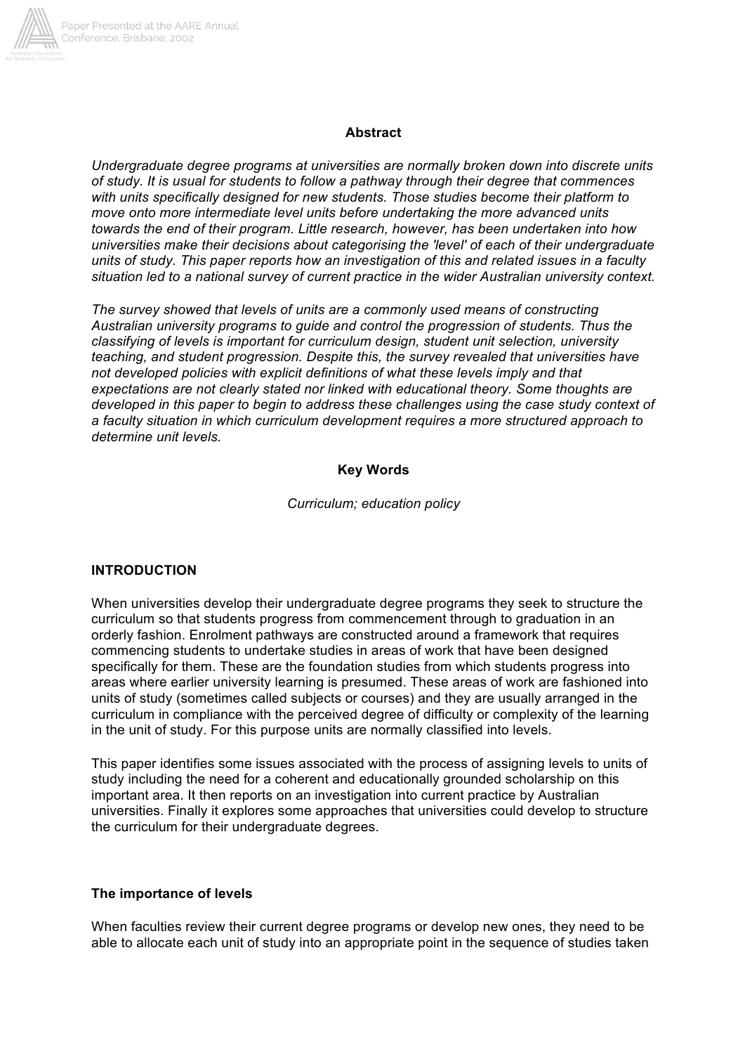**Abstract**

*Undergraduate degree programs at universities are normally broken down into discrete units of study. It is usual for students to follow a pathway through their degree that commences with units specifically designed for new students. Those studies become their platform to move onto more intermediate level units before undertaking the more advanced units towards the end of their program. Little research, however, has been undertaken into how universities make their decisions about categorising the 'level' of each of their undergraduate units of study. This paper reports how an investigation of this and related issues in a faculty situation led to a national survey of current practice in the wider Australian university context.*

*The survey showed that levels of units are a commonly used means of constructing Australian university programs to guide and control the progression of students. Thus the classifying of levels is important for curriculum design, student unit selection, university teaching, and student progression. Despite this, the survey revealed that universities have not developed policies with explicit definitions of what these levels imply and that expectations are not clearly stated nor linked with educational theory. Some thoughts are developed in this paper to begin to address these challenges using the case study context of a faculty situation in which curriculum development requires a more structured approach to determine unit levels.*

**Key Words**

*Curriculum; education policy*

## INTRODUCTION

When universities develop their undergraduate degree programs they seek to structure the curriculum so that students progress from commencement through to graduation in an orderly fashion. Enrolment pathways are constructed around a framework that requires commencing students to undertake studies in areas of work that have been designed specifically for them. These are the foundation studies from which students progress into areas where earlier university learning is presumed. These areas of work are fashioned into units of study (sometimes called subjects or courses) and they are usually arranged in the curriculum in compliance with the perceived degree of difficulty or complexity of the learning in the unit of study. For this purpose units are normally classified into levels.

This paper identifies some issues associated with the process of assigning levels to units of study including the need for a coherent and educationally grounded scholarship on this important area. It then reports on an investigation into current practice by Australian universities. Finally it explores some approaches that universities could develop to structure the curriculum for their undergraduate degrees.

### The importance of levels

When faculties review their current degree programs or develop new ones, they need to be able to allocate each unit of study into an appropriate point in the sequence of studies taken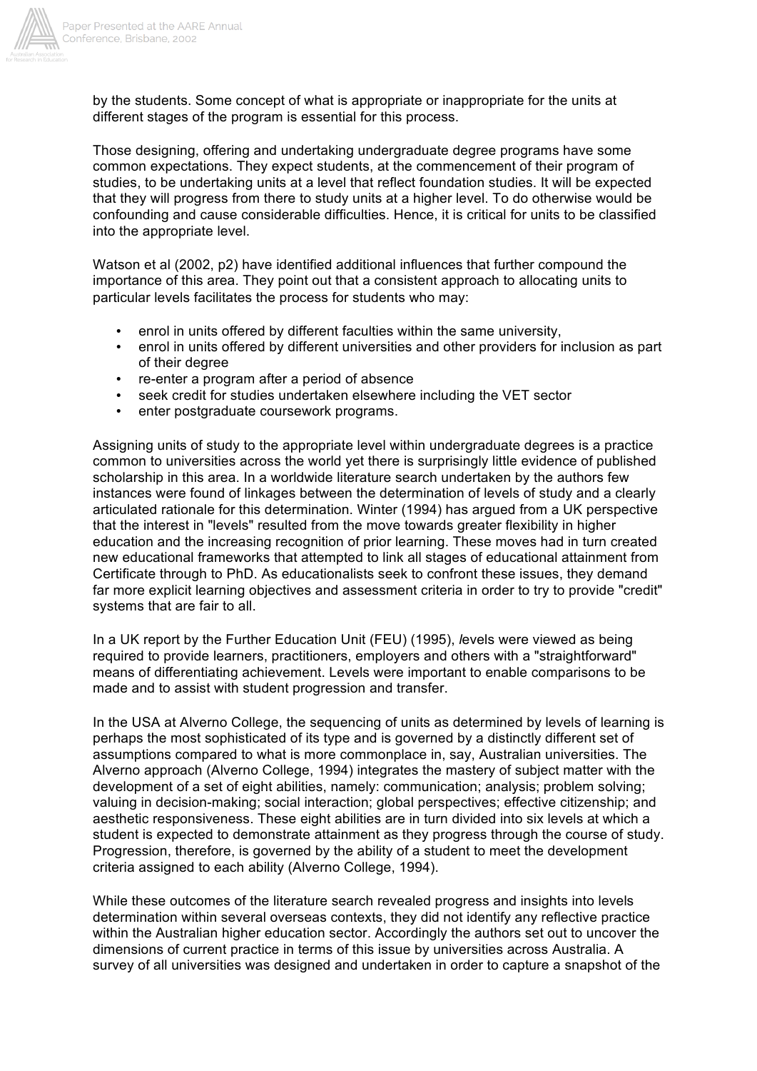by the students. Some concept of what is appropriate or inappropriate for the units at different stages of the program is essential for this process.

Those designing, offering and undertaking undergraduate degree programs have some common expectations. They expect students, at the commencement of their program of studies, to be undertaking units at a level that reflect foundation studies. It will be expected that they will progress from there to study units at a higher level. To do otherwise would be confounding and cause considerable difficulties. Hence, it is critical for units to be classified into the appropriate level.

Watson et al (2002, p2) have identified additional influences that further compound the importance of this area. They point out that a consistent approach to allocating units to particular levels facilitates the process for students who may:

- enrol in units offered by different faculties within the same university,
- enrol in units offered by different universities and other providers for inclusion as part of their degree
- re-enter a program after a period of absence
- seek credit for studies undertaken elsewhere including the VET sector
- enter postgraduate coursework programs.

Assigning units of study to the appropriate level within undergraduate degrees is a practice common to universities across the world yet there is surprisingly little evidence of published scholarship in this area. In a worldwide literature search undertaken by the authors few instances were found of linkages between the determination of levels of study and a clearly articulated rationale for this determination. Winter (1994) has argued from a UK perspective that the interest in "levels" resulted from the move towards greater flexibility in higher education and the increasing recognition of prior learning. These moves had in turn created new educational frameworks that attempted to link all stages of educational attainment from Certificate through to PhD. As educationalists seek to confront these issues, they demand far more explicit learning objectives and assessment criteria in order to try to provide "credit" systems that are fair to all.

In a UK report by the Further Education Unit (FEU) (1995), *l*evels were viewed as being required to provide learners, practitioners, employers and others with a "straightforward" means of differentiating achievement. Levels were important to enable comparisons to be made and to assist with student progression and transfer.

In the USA at Alverno College, the sequencing of units as determined by levels of learning is perhaps the most sophisticated of its type and is governed by a distinctly different set of assumptions compared to what is more commonplace in, say, Australian universities. The Alverno approach (Alverno College, 1994) integrates the mastery of subject matter with the development of a set of eight abilities, namely: communication; analysis; problem solving; valuing in decision-making; social interaction; global perspectives; effective citizenship; and aesthetic responsiveness. These eight abilities are in turn divided into six levels at which a student is expected to demonstrate attainment as they progress through the course of study. Progression, therefore, is governed by the ability of a student to meet the development criteria assigned to each ability (Alverno College, 1994).

While these outcomes of the literature search revealed progress and insights into levels determination within several overseas contexts, they did not identify any reflective practice within the Australian higher education sector. Accordingly the authors set out to uncover the dimensions of current practice in terms of this issue by universities across Australia. A survey of all universities was designed and undertaken in order to capture a snapshot of the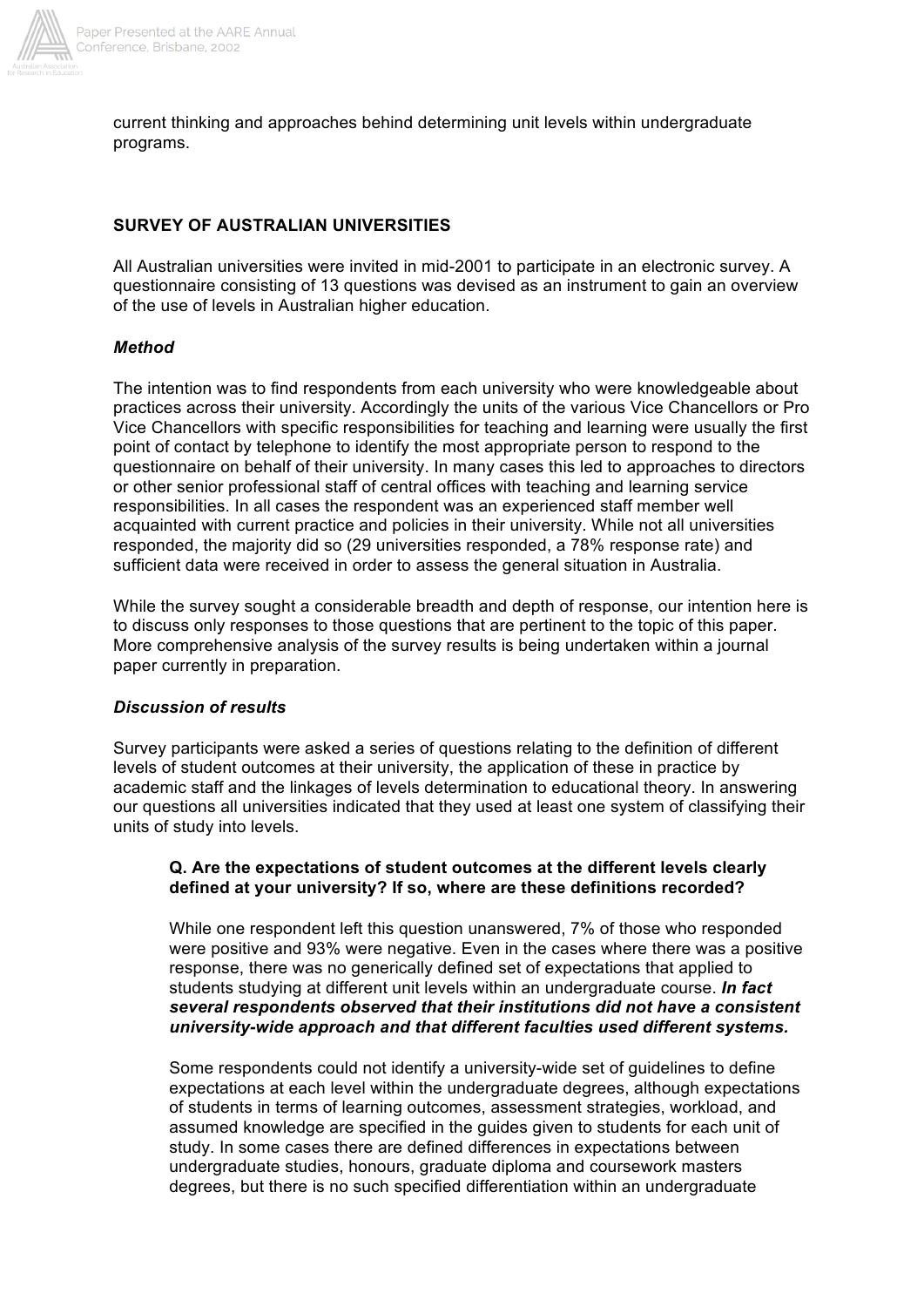current thinking and approaches behind determining unit levels within undergraduate programs.

## SURVEY OF AUSTRALIAN UNIVERSITIES

All Australian universities were invited in mid-2001 to participate in an electronic survey. A questionnaire consisting of 13 questions was devised as an instrument to gain an overview of the use of levels in Australian higher education.

### *Method*

The intention was to find respondents from each university who were knowledgeable about practices across their university. Accordingly the units of the various Vice Chancellors or Pro Vice Chancellors with specific responsibilities for teaching and learning were usually the first point of contact by telephone to identify the most appropriate person to respond to the questionnaire on behalf of their university. In many cases this led to approaches to directors or other senior professional staff of central offices with teaching and learning service responsibilities. In all cases the respondent was an experienced staff member well acquainted with current practice and policies in their university. While not all universities responded, the majority did so (29 universities responded, a 78% response rate) and sufficient data were received in order to assess the general situation in Australia.

While the survey sought a considerable breadth and depth of response, our intention here is to discuss only responses to those questions that are pertinent to the topic of this paper. More comprehensive analysis of the survey results is being undertaken within a journal paper currently in preparation.

### *Discussion of results*

Survey participants were asked a series of questions relating to the definition of different levels of student outcomes at their university, the application of these in practice by academic staff and the linkages of levels determination to educational theory. In answering our questions all universities indicated that they used at least one system of classifying their units of study into levels.

> **Q. Are the expectations of student outcomes at the different levels clearly defined at your university? If so, where are these definitions recorded?**
>
> While one respondent left this question unanswered, 7% of those who responded were positive and 93% were negative. Even in the cases where there was a positive response, there was no generically defined set of expectations that applied to students studying at different unit levels within an undergraduate course. ***In fact several respondents observed that their institutions did not have a consistent university-wide approach and that different faculties used different systems.***
>
> Some respondents could not identify a university-wide set of guidelines to define expectations at each level within the undergraduate degrees, although expectations of students in terms of learning outcomes, assessment strategies, workload, and assumed knowledge are specified in the guides given to students for each unit of study. In some cases there are defined differences in expectations between undergraduate studies, honours, graduate diploma and coursework masters degrees, but there is no such specified differentiation within an undergraduate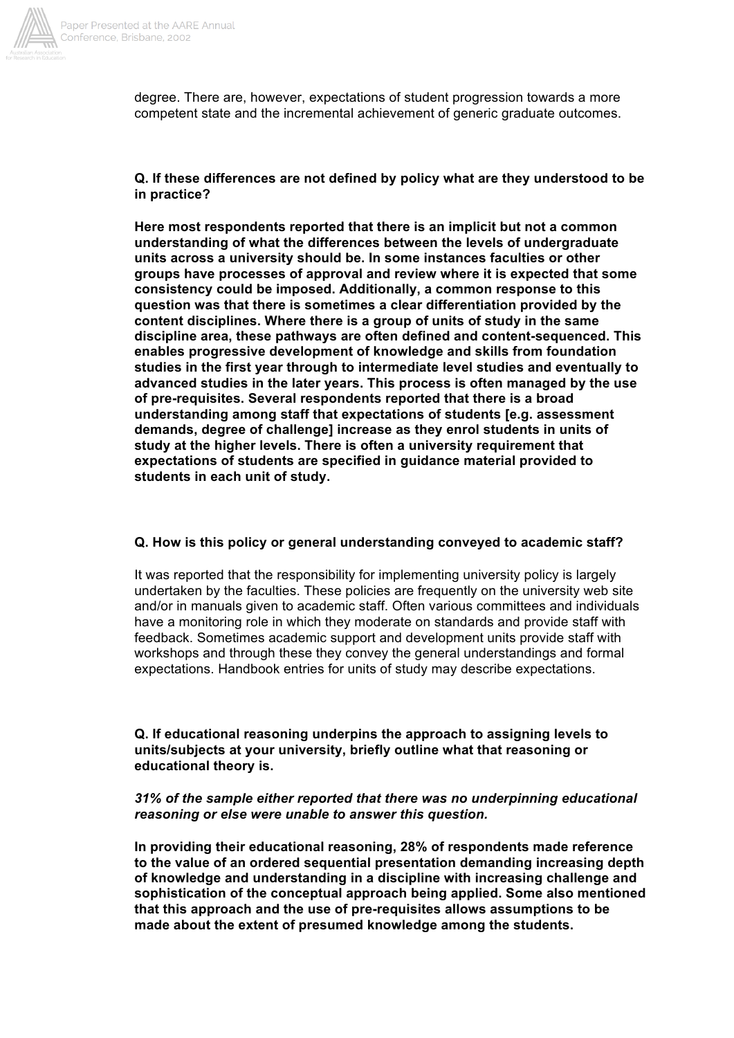degree. There are, however, expectations of student progression towards a more competent state and the incremental achievement of generic graduate outcomes.

**Q. If these differences are not defined by policy what are they understood to be in practice?**

**Here most respondents reported that there is an implicit but not a common understanding of what the differences between the levels of undergraduate units across a university should be. In some instances faculties or other groups have processes of approval and review where it is expected that some consistency could be imposed. Additionally, a common response to this question was that there is sometimes a clear differentiation provided by the content disciplines. Where there is a group of units of study in the same discipline area, these pathways are often defined and content-sequenced. This enables progressive development of knowledge and skills from foundation studies in the first year through to intermediate level studies and eventually to advanced studies in the later years. This process is often managed by the use of pre-requisites. Several respondents reported that there is a broad understanding among staff that expectations of students [e.g. assessment demands, degree of challenge] increase as they enrol students in units of study at the higher levels. There is often a university requirement that expectations of students are specified in guidance material provided to students in each unit of study.**

**Q. How is this policy or general understanding conveyed to academic staff?**

It was reported that the responsibility for implementing university policy is largely undertaken by the faculties. These policies are frequently on the university web site and/or in manuals given to academic staff. Often various committees and individuals have a monitoring role in which they moderate on standards and provide staff with feedback. Sometimes academic support and development units provide staff with workshops and through these they convey the general understandings and formal expectations. Handbook entries for units of study may describe expectations.

**Q. If educational reasoning underpins the approach to assigning levels to units/subjects at your university, briefly outline what that reasoning or educational theory is.**

***31% of the sample either reported that there was no underpinning educational reasoning or else were unable to answer this question.***

**In providing their educational reasoning, 28% of respondents made reference to the value of an ordered sequential presentation demanding increasing depth of knowledge and understanding in a discipline with increasing challenge and sophistication of the conceptual approach being applied. Some also mentioned that this approach and the use of pre-requisites allows assumptions to be made about the extent of presumed knowledge among the students.**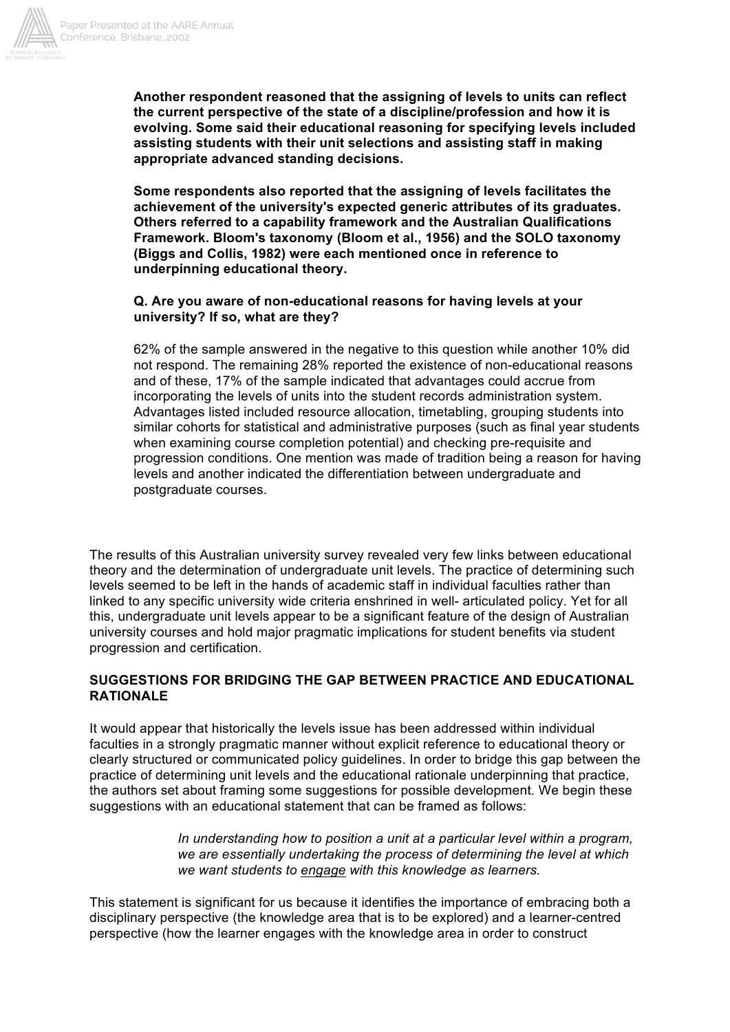**Another respondent reasoned that the assigning of levels to units can reflect the current perspective of the state of a discipline/profession and how it is evolving. Some said their educational reasoning for specifying levels included assisting students with their unit selections and assisting staff in making appropriate advanced standing decisions.**

**Some respondents also reported that the assigning of levels facilitates the achievement of the university's expected generic attributes of its graduates. Others referred to a capability framework and the Australian Qualifications Framework. Bloom's taxonomy (Bloom et al., 1956) and the SOLO taxonomy (Biggs and Collis, 1982) were each mentioned once in reference to underpinning educational theory.**

**Q. Are you aware of non-educational reasons for having levels at your university? If so, what are they?**

62% of the sample answered in the negative to this question while another 10% did not respond. The remaining 28% reported the existence of non-educational reasons and of these, 17% of the sample indicated that advantages could accrue from incorporating the levels of units into the student records administration system. Advantages listed included resource allocation, timetabling, grouping students into similar cohorts for statistical and administrative purposes (such as final year students when examining course completion potential) and checking pre-requisite and progression conditions. One mention was made of tradition being a reason for having levels and another indicated the differentiation between undergraduate and postgraduate courses.

The results of this Australian university survey revealed very few links between educational theory and the determination of undergraduate unit levels. The practice of determining such levels seemed to be left in the hands of academic staff in individual faculties rather than linked to any specific university wide criteria enshrined in well- articulated policy. Yet for all this, undergraduate unit levels appear to be a significant feature of the design of Australian university courses and hold major pragmatic implications for student benefits via student progression and certification.

## SUGGESTIONS FOR BRIDGING THE GAP BETWEEN PRACTICE AND EDUCATIONAL RATIONALE

It would appear that historically the levels issue has been addressed within individual faculties in a strongly pragmatic manner without explicit reference to educational theory or clearly structured or communicated policy guidelines. In order to bridge this gap between the practice of determining unit levels and the educational rationale underpinning that practice, the authors set about framing some suggestions for possible development. We begin these suggestions with an educational statement that can be framed as follows:

> *In understanding how to position a unit at a particular level within a program, we are essentially undertaking the process of determining the level at which we want students to <u>engage</u> with this knowledge as learners.*

This statement is significant for us because it identifies the importance of embracing both a disciplinary perspective (the knowledge area that is to be explored) and a learner-centred perspective (how the learner engages with the knowledge area in order to construct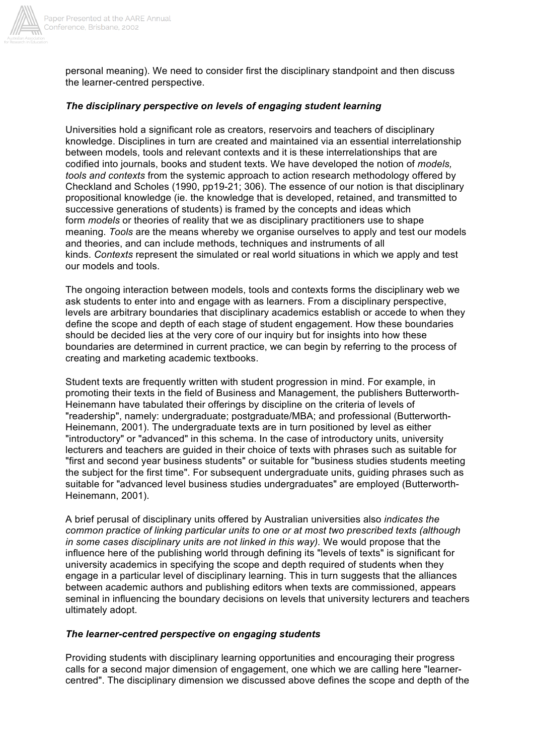personal meaning). We need to consider first the disciplinary standpoint and then discuss the learner-centred perspective.

### *The disciplinary perspective on levels of engaging student learning*

Universities hold a significant role as creators, reservoirs and teachers of disciplinary knowledge. Disciplines in turn are created and maintained via an essential interrelationship between models, tools and relevant contexts and it is these interrelationships that are codified into journals, books and student texts. We have developed the notion of *models, tools and contexts* from the systemic approach to action research methodology offered by Checkland and Scholes (1990, pp19-21; 306). The essence of our notion is that disciplinary propositional knowledge (ie. the knowledge that is developed, retained, and transmitted to successive generations of students) is framed by the concepts and ideas which form *models* or theories of reality that we as disciplinary practitioners use to shape meaning. *Tools* are the means whereby we organise ourselves to apply and test our models and theories, and can include methods, techniques and instruments of all kinds. *Contexts* represent the simulated or real world situations in which we apply and test our models and tools.

The ongoing interaction between models, tools and contexts forms the disciplinary web we ask students to enter into and engage with as learners. From a disciplinary perspective, levels are arbitrary boundaries that disciplinary academics establish or accede to when they define the scope and depth of each stage of student engagement. How these boundaries should be decided lies at the very core of our inquiry but for insights into how these boundaries are determined in current practice, we can begin by referring to the process of creating and marketing academic textbooks.

Student texts are frequently written with student progression in mind. For example, in promoting their texts in the field of Business and Management, the publishers Butterworth-Heinemann have tabulated their offerings by discipline on the criteria of levels of "readership", namely: undergraduate; postgraduate/MBA; and professional (Butterworth-Heinemann, 2001). The undergraduate texts are in turn positioned by level as either "introductory" or "advanced" in this schema. In the case of introductory units, university lecturers and teachers are guided in their choice of texts with phrases such as suitable for "first and second year business students" or suitable for "business studies students meeting the subject for the first time". For subsequent undergraduate units, guiding phrases such as suitable for "advanced level business studies undergraduates" are employed (Butterworth-Heinemann, 2001).

A brief perusal of disciplinary units offered by Australian universities also *indicates the common practice of linking particular units to one or at most two prescribed texts (although in some cases disciplinary units are not linked in this way).* We would propose that the influence here of the publishing world through defining its "levels of texts" is significant for university academics in specifying the scope and depth required of students when they engage in a particular level of disciplinary learning. This in turn suggests that the alliances between academic authors and publishing editors when texts are commissioned, appears seminal in influencing the boundary decisions on levels that university lecturers and teachers ultimately adopt.

### *The learner-centred perspective on engaging students*

Providing students with disciplinary learning opportunities and encouraging their progress calls for a second major dimension of engagement, one which we are calling here "learner-centred". The disciplinary dimension we discussed above defines the scope and depth of the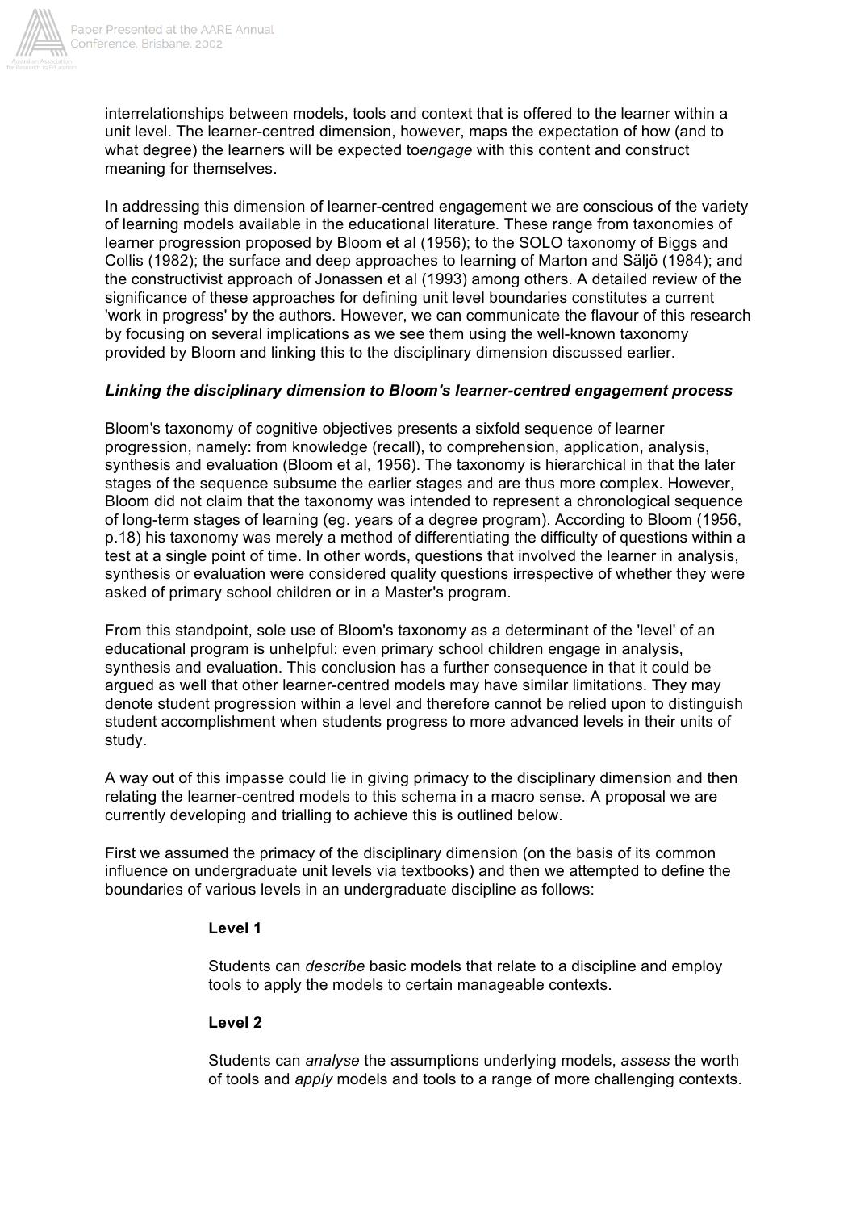interrelationships between models, tools and context that is offered to the learner within a unit level. The learner-centred dimension, however, maps the expectation of how (and to what degree) the learners will be expected to*engage* with this content and construct meaning for themselves.

In addressing this dimension of learner-centred engagement we are conscious of the variety of learning models available in the educational literature. These range from taxonomies of learner progression proposed by Bloom et al (1956); to the SOLO taxonomy of Biggs and Collis (1982); the surface and deep approaches to learning of Marton and Säljö (1984); and the constructivist approach of Jonassen et al (1993) among others. A detailed review of the significance of these approaches for defining unit level boundaries constitutes a current 'work in progress' by the authors. However, we can communicate the flavour of this research by focusing on several implications as we see them using the well-known taxonomy provided by Bloom and linking this to the disciplinary dimension discussed earlier.

***Linking the disciplinary dimension to Bloom's learner-centred engagement process***

Bloom's taxonomy of cognitive objectives presents a sixfold sequence of learner progression, namely: from knowledge (recall), to comprehension, application, analysis, synthesis and evaluation (Bloom et al, 1956). The taxonomy is hierarchical in that the later stages of the sequence subsume the earlier stages and are thus more complex. However, Bloom did not claim that the taxonomy was intended to represent a chronological sequence of long-term stages of learning (eg. years of a degree program). According to Bloom (1956, p.18) his taxonomy was merely a method of differentiating the difficulty of questions within a test at a single point of time. In other words, questions that involved the learner in analysis, synthesis or evaluation were considered quality questions irrespective of whether they were asked of primary school children or in a Master's program.

From this standpoint, sole use of Bloom's taxonomy as a determinant of the 'level' of an educational program is unhelpful: even primary school children engage in analysis, synthesis and evaluation. This conclusion has a further consequence in that it could be argued as well that other learner-centred models may have similar limitations. They may denote student progression within a level and therefore cannot be relied upon to distinguish student accomplishment when students progress to more advanced levels in their units of study.

A way out of this impasse could lie in giving primacy to the disciplinary dimension and then relating the learner-centred models to this schema in a macro sense. A proposal we are currently developing and trialling to achieve this is outlined below.

First we assumed the primacy of the disciplinary dimension (on the basis of its common influence on undergraduate unit levels via textbooks) and then we attempted to define the boundaries of various levels in an undergraduate discipline as follows:

**Level 1**

Students can *describe* basic models that relate to a discipline and employ tools to apply the models to certain manageable contexts.

**Level 2**

Students can *analyse* the assumptions underlying models, *assess* the worth of tools and *apply* models and tools to a range of more challenging contexts.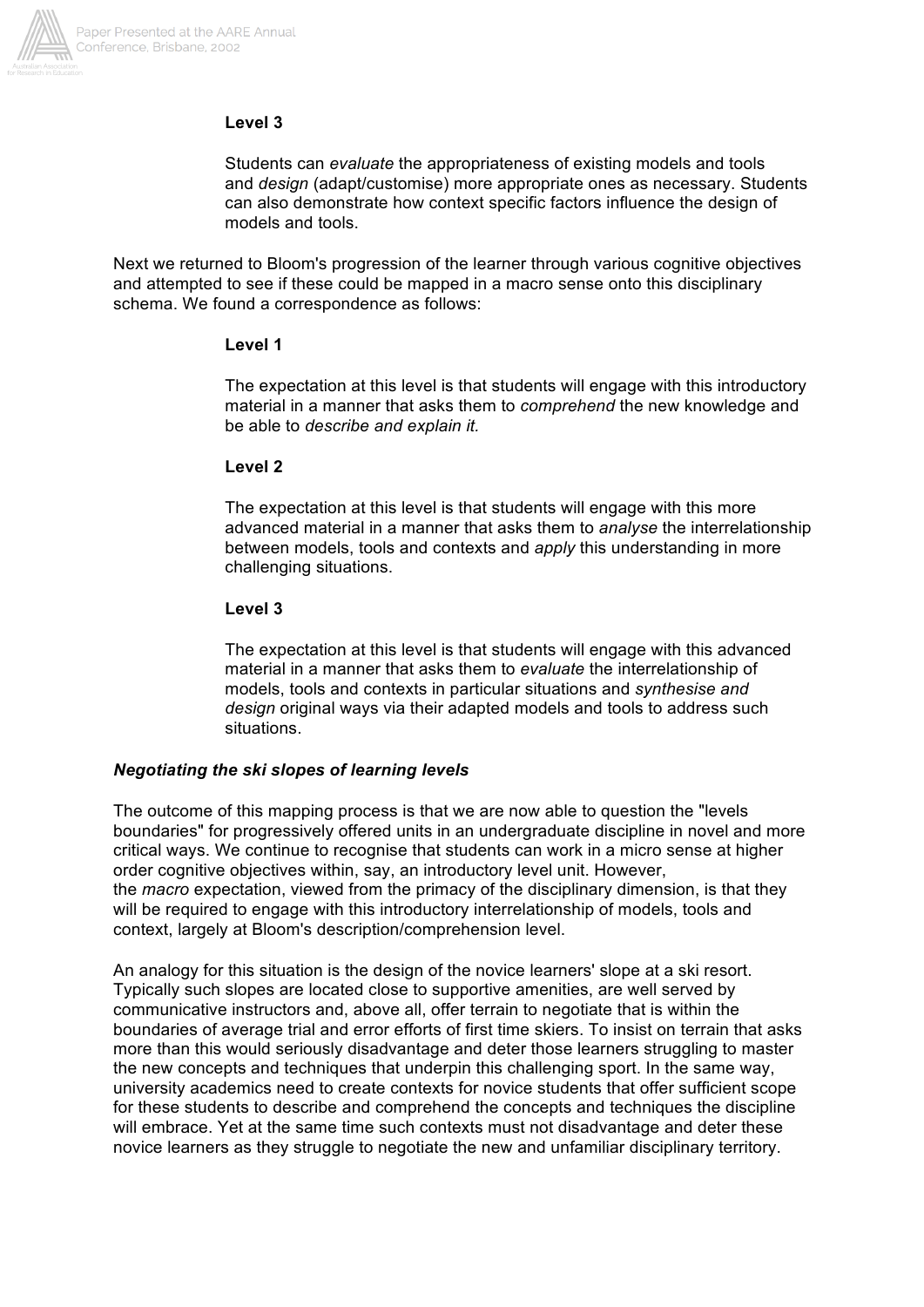**Level 3**

Students can *evaluate* the appropriateness of existing models and tools and *design* (adapt/customise) more appropriate ones as necessary. Students can also demonstrate how context specific factors influence the design of models and tools.

Next we returned to Bloom's progression of the learner through various cognitive objectives and attempted to see if these could be mapped in a macro sense onto this disciplinary schema. We found a correspondence as follows:

**Level 1**

The expectation at this level is that students will engage with this introductory material in a manner that asks them to *comprehend* the new knowledge and be able to *describe and explain it.*

**Level 2**

The expectation at this level is that students will engage with this more advanced material in a manner that asks them to *analyse* the interrelationship between models, tools and contexts and *apply* this understanding in more challenging situations.

**Level 3**

The expectation at this level is that students will engage with this advanced material in a manner that asks them to *evaluate* the interrelationship of models, tools and contexts in particular situations and *synthesise and design* original ways via their adapted models and tools to address such situations.

### *Negotiating the ski slopes of learning levels*

The outcome of this mapping process is that we are now able to question the "levels boundaries" for progressively offered units in an undergraduate discipline in novel and more critical ways. We continue to recognise that students can work in a micro sense at higher order cognitive objectives within, say, an introductory level unit. However, the *macro* expectation, viewed from the primacy of the disciplinary dimension, is that they will be required to engage with this introductory interrelationship of models, tools and context, largely at Bloom's description/comprehension level.

An analogy for this situation is the design of the novice learners' slope at a ski resort. Typically such slopes are located close to supportive amenities, are well served by communicative instructors and, above all, offer terrain to negotiate that is within the boundaries of average trial and error efforts of first time skiers. To insist on terrain that asks more than this would seriously disadvantage and deter those learners struggling to master the new concepts and techniques that underpin this challenging sport. In the same way, university academics need to create contexts for novice students that offer sufficient scope for these students to describe and comprehend the concepts and techniques the discipline will embrace. Yet at the same time such contexts must not disadvantage and deter these novice learners as they struggle to negotiate the new and unfamiliar disciplinary territory.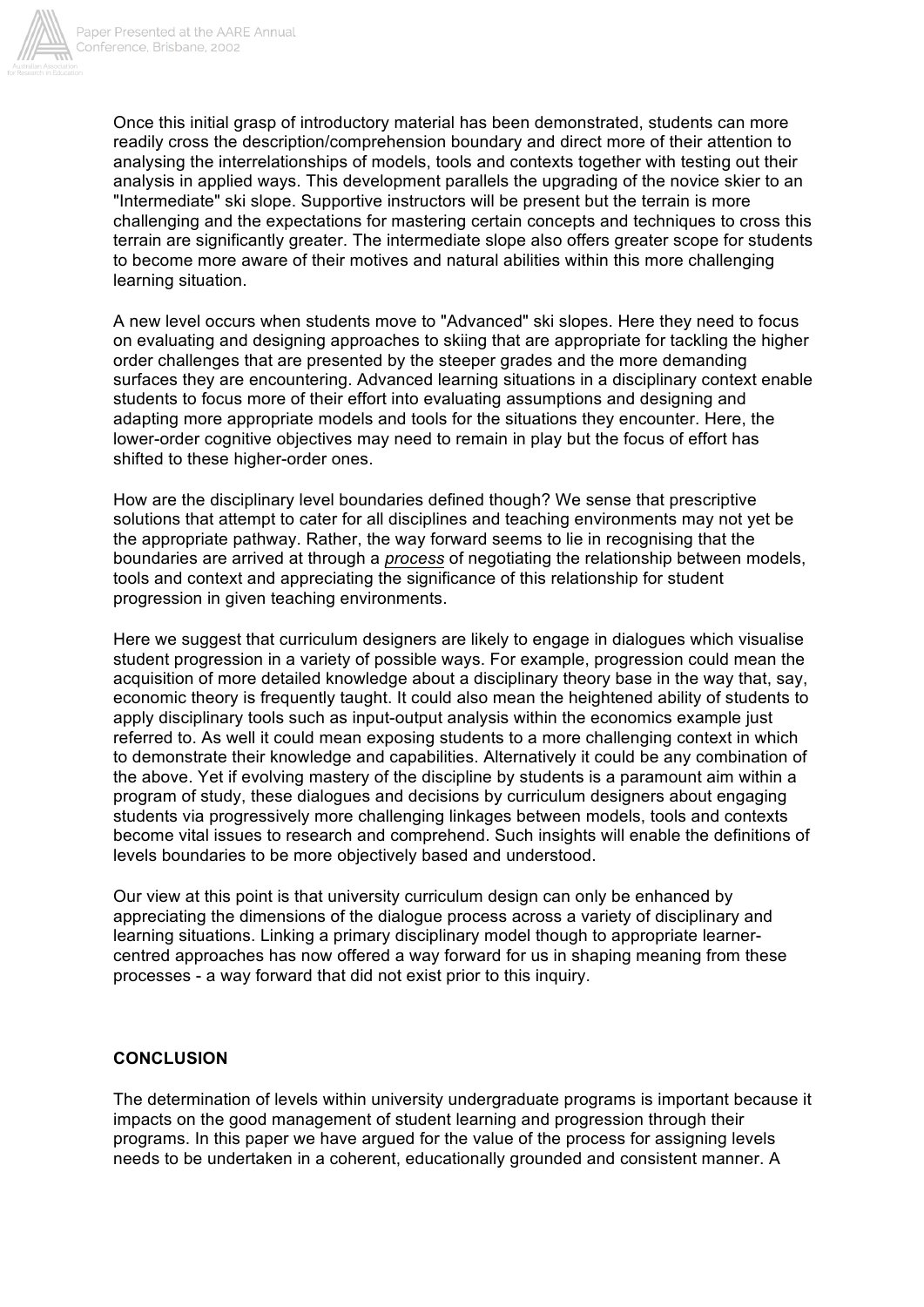Once this initial grasp of introductory material has been demonstrated, students can more readily cross the description/comprehension boundary and direct more of their attention to analysing the interrelationships of models, tools and contexts together with testing out their analysis in applied ways. This development parallels the upgrading of the novice skier to an "Intermediate" ski slope. Supportive instructors will be present but the terrain is more challenging and the expectations for mastering certain concepts and techniques to cross this terrain are significantly greater. The intermediate slope also offers greater scope for students to become more aware of their motives and natural abilities within this more challenging learning situation.

A new level occurs when students move to "Advanced" ski slopes. Here they need to focus on evaluating and designing approaches to skiing that are appropriate for tackling the higher order challenges that are presented by the steeper grades and the more demanding surfaces they are encountering. Advanced learning situations in a disciplinary context enable students to focus more of their effort into evaluating assumptions and designing and adapting more appropriate models and tools for the situations they encounter. Here, the lower-order cognitive objectives may need to remain in play but the focus of effort has shifted to these higher-order ones.

How are the disciplinary level boundaries defined though? We sense that prescriptive solutions that attempt to cater for all disciplines and teaching environments may not yet be the appropriate pathway. Rather, the way forward seems to lie in recognising that the boundaries are arrived at through a *process* of negotiating the relationship between models, tools and context and appreciating the significance of this relationship for student progression in given teaching environments.

Here we suggest that curriculum designers are likely to engage in dialogues which visualise student progression in a variety of possible ways. For example, progression could mean the acquisition of more detailed knowledge about a disciplinary theory base in the way that, say, economic theory is frequently taught. It could also mean the heightened ability of students to apply disciplinary tools such as input-output analysis within the economics example just referred to. As well it could mean exposing students to a more challenging context in which to demonstrate their knowledge and capabilities. Alternatively it could be any combination of the above. Yet if evolving mastery of the discipline by students is a paramount aim within a program of study, these dialogues and decisions by curriculum designers about engaging students via progressively more challenging linkages between models, tools and contexts become vital issues to research and comprehend. Such insights will enable the definitions of levels boundaries to be more objectively based and understood.

Our view at this point is that university curriculum design can only be enhanced by appreciating the dimensions of the dialogue process across a variety of disciplinary and learning situations. Linking a primary disciplinary model though to appropriate learner-centred approaches has now offered a way forward for us in shaping meaning from these processes - a way forward that did not exist prior to this inquiry.

## CONCLUSION

The determination of levels within university undergraduate programs is important because it impacts on the good management of student learning and progression through their programs. In this paper we have argued for the value of the process for assigning levels needs to be undertaken in a coherent, educationally grounded and consistent manner. A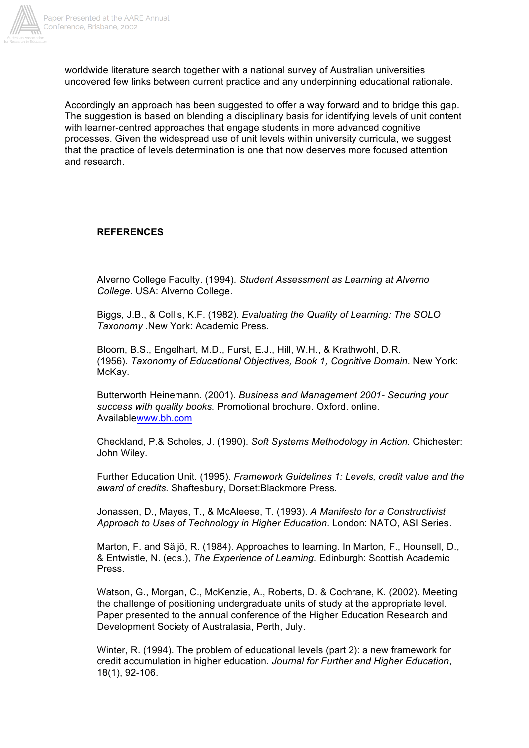worldwide literature search together with a national survey of Australian universities uncovered few links between current practice and any underpinning educational rationale.

Accordingly an approach has been suggested to offer a way forward and to bridge this gap. The suggestion is based on blending a disciplinary basis for identifying levels of unit content with learner-centred approaches that engage students in more advanced cognitive processes. Given the widespread use of unit levels within university curricula, we suggest that the practice of levels determination is one that now deserves more focused attention and research.

## REFERENCES

Alverno College Faculty. (1994). *Student Assessment as Learning at Alverno College*. USA: Alverno College.

Biggs, J.B., & Collis, K.F. (1982). *Evaluating the Quality of Learning: The SOLO Taxonomy* .New York: Academic Press.

Bloom, B.S., Engelhart, M.D., Furst, E.J., Hill, W.H., & Krathwohl, D.R. (1956). *Taxonomy of Educational Objectives, Book 1, Cognitive Domain*. New York: McKay.

Butterworth Heinemann. (2001). *Business and Management 2001- Securing your success with quality books.* Promotional brochure. Oxford. online. Availablewww.bh.com

Checkland, P.& Scholes, J. (1990). *Soft Systems Methodology in Action.* Chichester: John Wiley.

Further Education Unit. (1995). *Framework Guidelines 1: Levels, credit value and the award of credits.* Shaftesbury, Dorset:Blackmore Press.

Jonassen, D., Mayes, T., & McAleese, T. (1993). *A Manifesto for a Constructivist Approach to Uses of Technology in Higher Education*. London: NATO, ASI Series.

Marton, F. and Säljö, R. (1984). Approaches to learning. In Marton, F., Hounsell, D., & Entwistle, N. (eds.), *The Experience of Learning*. Edinburgh: Scottish Academic Press.

Watson, G., Morgan, C., McKenzie, A., Roberts, D. & Cochrane, K. (2002). Meeting the challenge of positioning undergraduate units of study at the appropriate level. Paper presented to the annual conference of the Higher Education Research and Development Society of Australasia, Perth, July.

Winter, R. (1994). The problem of educational levels (part 2): a new framework for credit accumulation in higher education. *Journal for Further and Higher Education*, 18(1), 92-106.